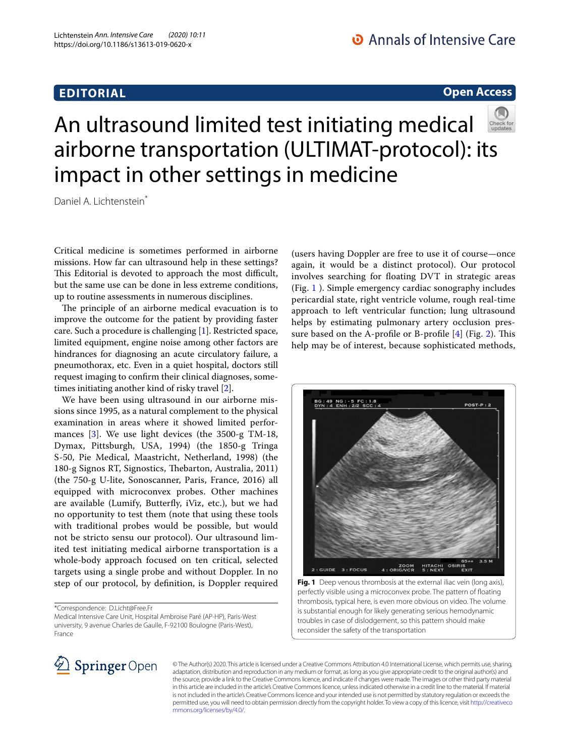EDITORIAL

Open Access

# An ultrasound limited test initiating medical airborne transportation (ULTIMAT-protocol): its impact in other settings in medicine

Daniel A. Lichtenstein*

Critical medicine is sometimes performed in airborne missions. How far can ultrasound help in these settings? This Editorial is devoted to approach the most difficult, but the same use can be done in less extreme conditions, up to routine assessments in numerous disciplines.

The principle of an airborne medical evacuation is to improve the outcome for the patient by providing faster care. Such a procedure is challenging [1]. Restricted space, limited equipment, engine noise among other factors are hindrances for diagnosing an acute circulatory failure, a pneumothorax, etc. Even in a quiet hospital, doctors still request imaging to confirm their clinical diagnoses, sometimes initiating another kind of risky travel [2].

We have been using ultrasound in our airborne missions since 1995, as a natural complement to the physical examination in areas where it showed limited performances [3]. We use light devices (the 3500-g TM-18, Dymax, Pittsburgh, USA, 1994) (the 1850-g Tringa S-50, Pie Medical, Maastricht, Netherland, 1998) (the 180-g Signos RT, Signostics, Thebarton, Australia, 2011) (the 750-g U-lite, Sonoscanner, Paris, France, 2016) all equipped with microconvex probes. Other machines are available (Lumify, Butterfly, iViz, etc.), but we had no opportunity to test them (note that using these tools with traditional probes would be possible, but would not be stricto sensu our protocol). Our ultrasound limited test initiating medical airborne transportation is a whole-body approach focused on ten critical, selected targets using a single probe and without Doppler. In no step of our protocol, by definition, is Doppler required (users having Doppler are free to use it of course—once again, it would be a distinct protocol). Our protocol involves searching for floating DVT in strategic areas (Fig. 1). Simple emergency cardiac sonography includes pericardial state, right ventricle volume, rough real-time approach to left ventricular function; lung ultrasound helps by estimating pulmonary artery occlusion pressure based on the A-profile or B-profile [4] (Fig. 2). This help may be of interest, because sophisticated methods,

BG : 49 NG : -5 FC : 1.8
DYN : 4 ENH : 2/2 SCC : 4
POST-P : 2
65mm 3.5 M
2 : GUIDE 3 : FOCUS 4 : ORIG/VCR ZOOM 5 : NEXT HITACHI OSIRIS EXIT

**Fig. 1** Deep venous thrombosis at the external iliac vein (long axis), perfectly visible using a microconvex probe. The pattern of floating thrombosis, typical here, is even more obvious on video. The volume is substantial enough for likely generating serious hemodynamic troubles in case of dislodgement, so this pattern should make reconsider the safety of the transportation

*Correspondence: D.Licht@Free.Fr
Medical Intensive Care Unit, Hospital Ambroise Paré (AP-HP), Paris-West university, 9 avenue Charles de Gaulle, F-92100 Boulogne (Paris-West), France

© The Author(s) 2020. This article is licensed under a Creative Commons Attribution 4.0 International License, which permits use, sharing, adaptation, distribution and reproduction in any medium or format, as long as you give appropriate credit to the original author(s) and the source, provide a link to the Creative Commons licence, and indicate if changes were made. The images or other third party material in this article are included in the article's Creative Commons licence, unless indicated otherwise in a credit line to the material. If material is not included in the article's Creative Commons licence and your intended use is not permitted by statutory regulation or exceeds the permitted use, you will need to obtain permission directly from the copyright holder. To view a copy of this licence, visit http://creativecommons.org/licenses/by/4.0/.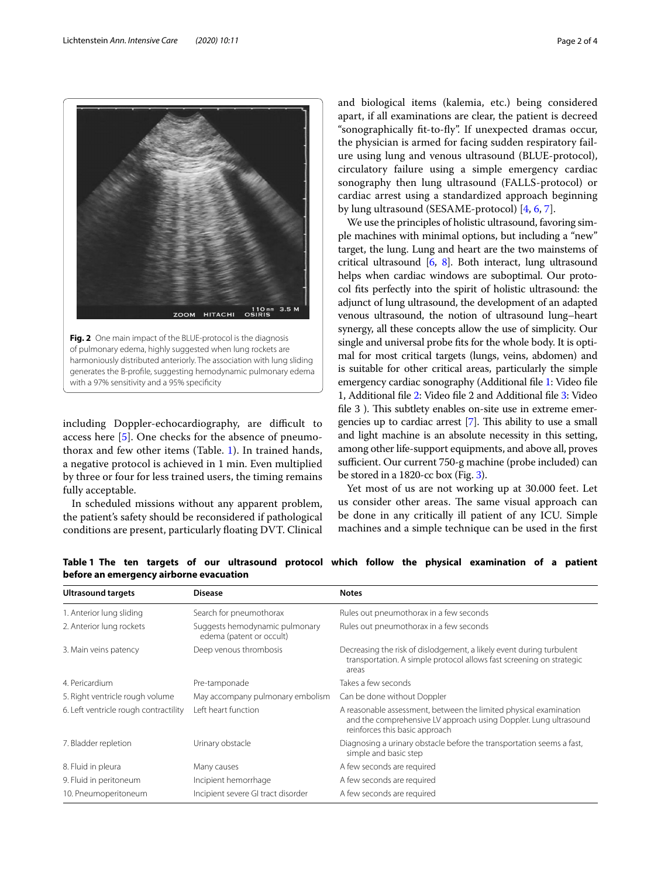**Fig. 2** One main impact of the BLUE-protocol is the diagnosis of pulmonary edema, highly suggested when lung rockets are harmoniously distributed anteriorly. The association with lung sliding generates the B-profile, suggesting hemodynamic pulmonary edema with a 97% sensitivity and a 95% specificity

including Doppler-echocardiography, are difficult to access here [5]. One checks for the absence of pneumothorax and few other items (Table. 1). In trained hands, a negative protocol is achieved in 1 min. Even multiplied by three or four for less trained users, the timing remains fully acceptable.

In scheduled missions without any apparent problem, the patient's safety should be reconsidered if pathological conditions are present, particularly floating DVT. Clinical and biological items (kalemia, etc.) being considered apart, if all examinations are clear, the patient is decreed "sonographically fit-to-fly". If unexpected dramas occur, the physician is armed for facing sudden respiratory failure using lung and venous ultrasound (BLUE-protocol), circulatory failure using a simple emergency cardiac sonography then lung ultrasound (FALLS-protocol) or cardiac arrest using a standardized approach beginning by lung ultrasound (SESAME-protocol) [4, 6, 7].

We use the principles of holistic ultrasound, favoring simple machines with minimal options, but including a "new" target, the lung. Lung and heart are the two mainstems of critical ultrasound [6, 8]. Both interact, lung ultrasound helps when cardiac windows are suboptimal. Our protocol fits perfectly into the spirit of holistic ultrasound: the adjunct of lung ultrasound, the development of an adapted venous ultrasound, the notion of ultrasound lung–heart synergy, all these concepts allow the use of simplicity. Our single and universal probe fits for the whole body. It is optimal for most critical targets (lungs, veins, abdomen) and is suitable for other critical areas, particularly the simple emergency cardiac sonography (Additional file 1: Video file 1, Additional file 2: Video file 2 and Additional file 3: Video file 3 ). This subtlety enables on-site use in extreme emergencies up to cardiac arrest [7]. This ability to use a small and light machine is an absolute necessity in this setting, among other life-support equipments, and above all, proves sufficient. Our current 750-g machine (probe included) can be stored in a 1820-cc box (Fig. 3).

Yet most of us are not working up at 30.000 feet. Let us consider other areas. The same visual approach can be done in any critically ill patient of any ICU. Simple machines and a simple technique can be used in the first

**Table 1 The ten targets of our ultrasound protocol which follow the physical examination of a patient before an emergency airborne evacuation**

| Ultrasound targets | Disease | Notes |
|---|---|---|
| 1. Anterior lung sliding | Search for pneumothorax | Rules out pneumothorax in a few seconds |
| 2. Anterior lung rockets | Suggests hemodynamic pulmonary edema (patent or occult) | Rules out pneumothorax in a few seconds |
| 3. Main veins patency | Deep venous thrombosis | Decreasing the risk of dislodgement, a likely event during turbulent transportation. A simple protocol allows fast screening on strategic areas |
| 4. Pericardium | Pre-tamponade | Takes a few seconds |
| 5. Right ventricle rough volume | May accompany pulmonary embolism | Can be done without Doppler |
| 6. Left ventricle rough contractility | Left heart function | A reasonable assessment, between the limited physical examination and the comprehensive LV approach using Doppler. Lung ultrasound reinforces this basic approach |
| 7. Bladder repletion | Urinary obstacle | Diagnosing a urinary obstacle before the transportation seems a fast, simple and basic step |
| 8. Fluid in pleura | Many causes | A few seconds are required |
| 9. Fluid in peritoneum | Incipient hemorrhage | A few seconds are required |
| 10. Pneumoperitoneum | Incipient severe GI tract disorder | A few seconds are required |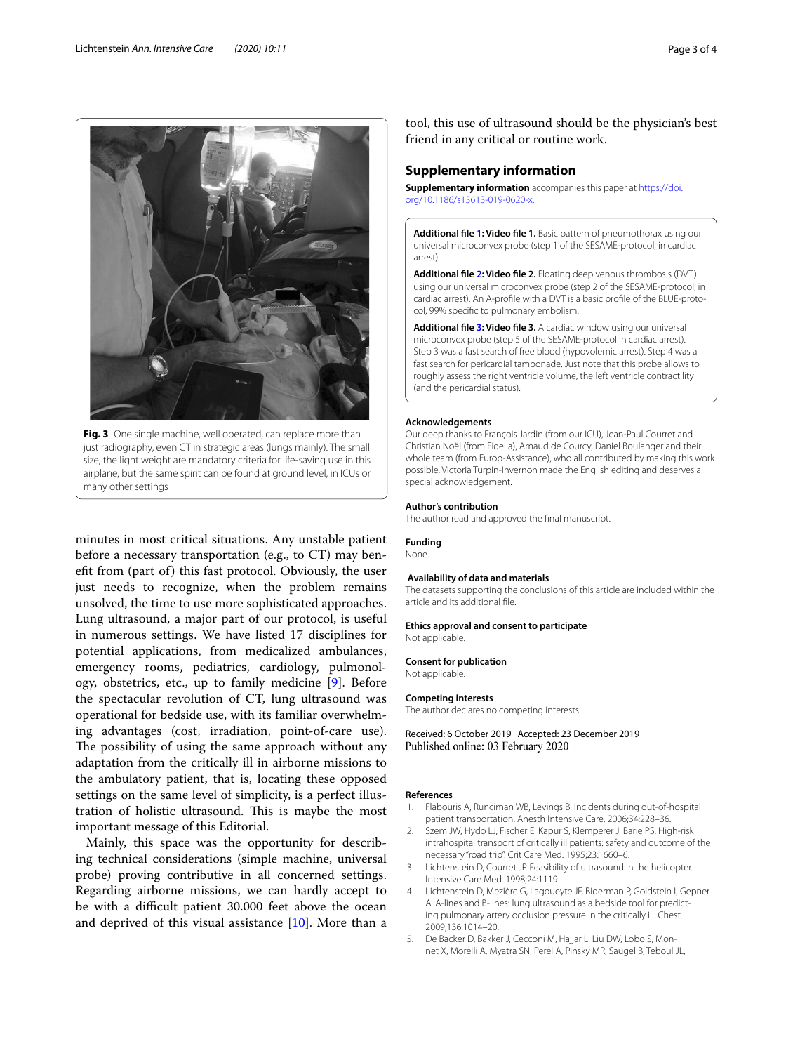**Fig. 3** One single machine, well operated, can replace more than just radiography, even CT in strategic areas (lungs mainly). The small size, the light weight are mandatory criteria for life-saving use in this airplane, but the same spirit can be found at ground level, in ICUs or many other settings

minutes in most critical situations. Any unstable patient before a necessary transportation (e.g., to CT) may benefit from (part of) this fast protocol. Obviously, the user just needs to recognize, when the problem remains unsolved, the time to use more sophisticated approaches. Lung ultrasound, a major part of our protocol, is useful in numerous settings. We have listed 17 disciplines for potential applications, from medicalized ambulances, emergency rooms, pediatrics, cardiology, pulmonology, obstetrics, etc., up to family medicine [9]. Before the spectacular revolution of CT, lung ultrasound was operational for bedside use, with its familiar overwhelming advantages (cost, irradiation, point-of-care use). The possibility of using the same approach without any adaptation from the critically ill in airborne missions to the ambulatory patient, that is, locating these opposed settings on the same level of simplicity, is a perfect illustration of holistic ultrasound. This is maybe the most important message of this Editorial.

Mainly, this space was the opportunity for describing technical considerations (simple machine, universal probe) proving contributive in all concerned settings. Regarding airborne missions, we can hardly accept to be with a difficult patient 30.000 feet above the ocean and deprived of this visual assistance [10]. More than a tool, this use of ultrasound should be the physician's best friend in any critical or routine work.

## Supplementary information

**Supplementary information** accompanies this paper at https://doi.org/10.1186/s13613-019-0620-x.

**Additional file 1: Video file 1.** Basic pattern of pneumothorax using our universal microconvex probe (step 1 of the SESAME-protocol, in cardiac arrest).

**Additional file 2: Video file 2.** Floating deep venous thrombosis (DVT) using our universal microconvex probe (step 2 of the SESAME-protocol, in cardiac arrest). An A-profile with a DVT is a basic profile of the BLUE-protocol, 99% specific to pulmonary embolism.

**Additional file 3: Video file 3.** A cardiac window using our universal microconvex probe (step 5 of the SESAME-protocol in cardiac arrest). Step 3 was a fast search of free blood (hypovolemic arrest). Step 4 was a fast search for pericardial tamponade. Just note that this probe allows to roughly assess the right ventricle volume, the left ventricle contractility (and the pericardial status).

### Acknowledgements

Our deep thanks to François Jardin (from our ICU), Jean-Paul Courret and Christian Noël (from Fidelia), Arnaud de Courcy, Daniel Boulanger and their whole team (from Europ-Assistance), who all contributed by making this work possible. Victoria Turpin-Invernon made the English editing and deserves a special acknowledgement.

### Author's contribution

The author read and approved the final manuscript.

### Funding

None.

### Availability of data and materials

The datasets supporting the conclusions of this article are included within the article and its additional file.

### Ethics approval and consent to participate

Not applicable.

### Consent for publication

Not applicable.

### Competing interests

The author declares no competing interests.

Received: 6 October 2019 Accepted: 23 December 2019
Published online: 03 February 2020

### References

1. Flabouris A, Runciman WB, Levings B. Incidents during out-of-hospital patient transportation. Anesth Intensive Care. 2006;34:228–36.
2. Szem JW, Hydo LJ, Fischer E, Kapur S, Klemperer J, Barie PS. High-risk intrahospital transport of critically ill patients: safety and outcome of the necessary "road trip". Crit Care Med. 1995;23:1660–6.
3. Lichtenstein D, Courret JP. Feasibility of ultrasound in the helicopter. Intensive Care Med. 1998;24:1119.
4. Lichtenstein D, Mezière G, Lagoueyte JF, Biderman P, Goldstein I, Gepner A. A-lines and B-lines: lung ultrasound as a bedside tool for predicting pulmonary artery occlusion pressure in the critically ill. Chest. 2009;136:1014–20.
5. De Backer D, Bakker J, Cecconi M, Hajjar L, Liu DW, Lobo S, Monnet X, Morelli A, Myatra SN, Perel A, Pinsky MR, Saugel B, Teboul JL,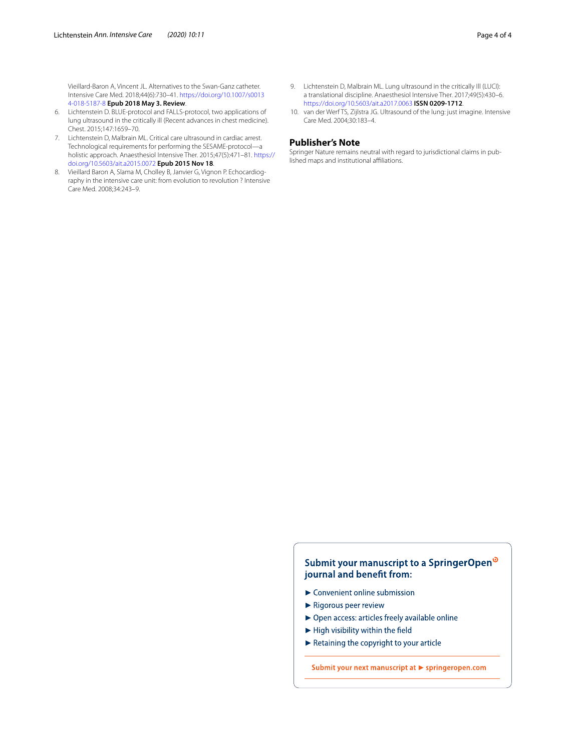Vieillard-Baron A, Vincent JL. Alternatives to the Swan-Ganz catheter. Intensive Care Med. 2018;44(6):730–41. https://doi.org/10.1007/s00134-018-5187-8 **Epub 2018 May 3. Review**.

6. Lichtenstein D. BLUE-protocol and FALLS-protocol, two applications of lung ultrasound in the critically ill (Recent advances in chest medicine). Chest. 2015;147:1659–70.
7. Lichtenstein D, Malbrain ML. Critical care ultrasound in cardiac arrest. Technological requirements for performing the SESAME-protocol—a holistic approach. Anaesthesiol Intensive Ther. 2015;47(5):471–81. https://doi.org/10.5603/ait.a2015.0072 **Epub 2015 Nov 18**.
8. Vieillard Baron A, Slama M, Cholley B, Janvier G, Vignon P. Echocardiography in the intensive care unit: from evolution to revolution ? Intensive Care Med. 2008;34:243–9.
9. Lichtenstein D, Malbrain ML. Lung ultrasound in the critically Ill (LUCI): a translational discipline. Anaesthesiol Intensive Ther. 2017;49(5):430–6. https://doi.org/10.5603/ait.a2017.0063 **ISSN 0209-1712**.
10. van der Werf TS, Zijlstra JG. Ultrasound of the lung: just imagine. Intensive Care Med. 2004;30:183–4.

## Publisher's Note

Springer Nature remains neutral with regard to jurisdictional claims in published maps and institutional affiliations.

**Submit your manuscript to a SpringerOpen journal and benefit from:**

- ► Convenient online submission
- ► Rigorous peer review
- ► Open access: articles freely available online
- ► High visibility within the field
- ► Retaining the copyright to your article

**Submit your next manuscript at ► springeropen.com**